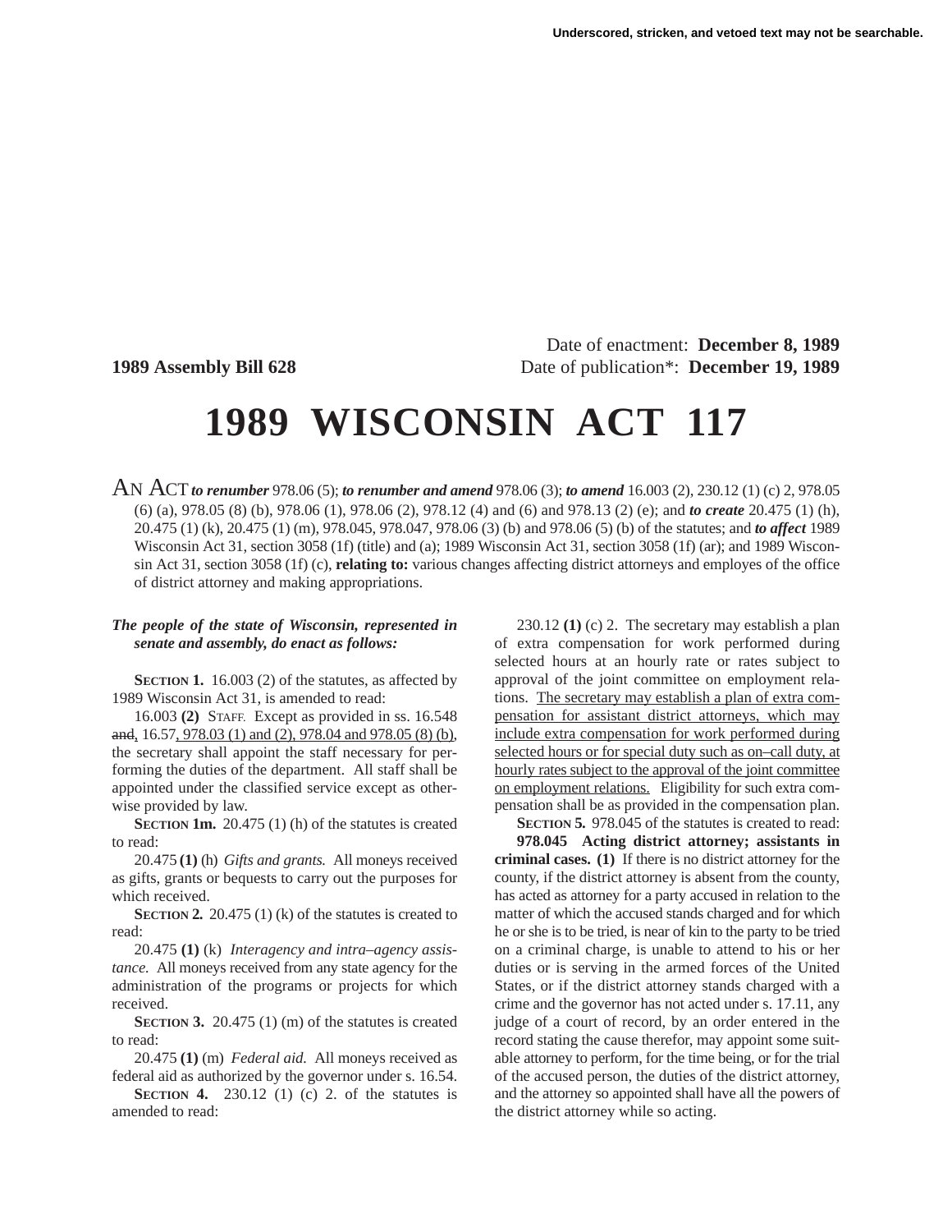Underscored, stricken, and vetoed text may not be searchable.

Date of enactment: **December 8, 1989**

**1989 Assembly Bill 628** Date of publication*: **December 19, 1989**

# 1989 WISCONSIN ACT 117

AN ACT ***to renumber*** 978.06 (5); ***to renumber and amend*** 978.06 (3); ***to amend*** 16.003 (2), 230.12 (1) (c) 2, 978.05 (6) (a), 978.05 (8) (b), 978.06 (1), 978.06 (2), 978.12 (4) and (6) and 978.13 (2) (e); and ***to create*** 20.475 (1) (h), 20.475 (1) (k), 20.475 (1) (m), 978.045, 978.047, 978.06 (3) (b) and 978.06 (5) (b) of the statutes; and ***to affect*** 1989 Wisconsin Act 31, section 3058 (1f) (title) and (a); 1989 Wisconsin Act 31, section 3058 (1f) (ar); and 1989 Wisconsin Act 31, section 3058 (1f) (c), **relating to:** various changes affecting district attorneys and employes of the office of district attorney and making appropriations.

***The people of the state of Wisconsin, represented in senate and assembly, do enact as follows:***

**SECTION 1.** 16.003 (2) of the statutes, as affected by 1989 Wisconsin Act 31, is amended to read:

16.003 **(2)** STAFF. Except as provided in ss. 16.548 ~~and~~, 16.57, 978.03 (1) and (2), 978.04 and 978.05 (8) (b), the secretary shall appoint the staff necessary for performing the duties of the department. All staff shall be appointed under the classified service except as otherwise provided by law.

**SECTION 1m.** 20.475 (1) (h) of the statutes is created to read:

20.475 **(1)** (h) *Gifts and grants.* All moneys received as gifts, grants or bequests to carry out the purposes for which received.

**SECTION 2.** 20.475 (1) (k) of the statutes is created to read:

20.475 **(1)** (k) *Interagency and intra–agency assistance.* All moneys received from any state agency for the administration of the programs or projects for which received.

**SECTION 3.** 20.475 (1) (m) of the statutes is created to read:

20.475 **(1)** (m) *Federal aid.* All moneys received as federal aid as authorized by the governor under s. 16.54.

**SECTION 4.** 230.12 (1) (c) 2. of the statutes is amended to read:

230.12 **(1)** (c) 2. The secretary may establish a plan of extra compensation for work performed during selected hours at an hourly rate or rates subject to approval of the joint committee on employment relations. The secretary may establish a plan of extra compensation for assistant district attorneys, which may include extra compensation for work performed during selected hours or for special duty such as on–call duty, at hourly rates subject to the approval of the joint committee on employment relations. Eligibility for such extra compensation shall be as provided in the compensation plan.

**SECTION 5.** 978.045 of the statutes is created to read:

**978.045 Acting district attorney; assistants in criminal cases. (1)** If there is no district attorney for the county, if the district attorney is absent from the county, has acted as attorney for a party accused in relation to the matter of which the accused stands charged and for which he or she is to be tried, is near of kin to the party to be tried on a criminal charge, is unable to attend to his or her duties or is serving in the armed forces of the United States, or if the district attorney stands charged with a crime and the governor has not acted under s. 17.11, any judge of a court of record, by an order entered in the record stating the cause therefor, may appoint some suitable attorney to perform, for the time being, or for the trial of the accused person, the duties of the district attorney, and the attorney so appointed shall have all the powers of the district attorney while so acting.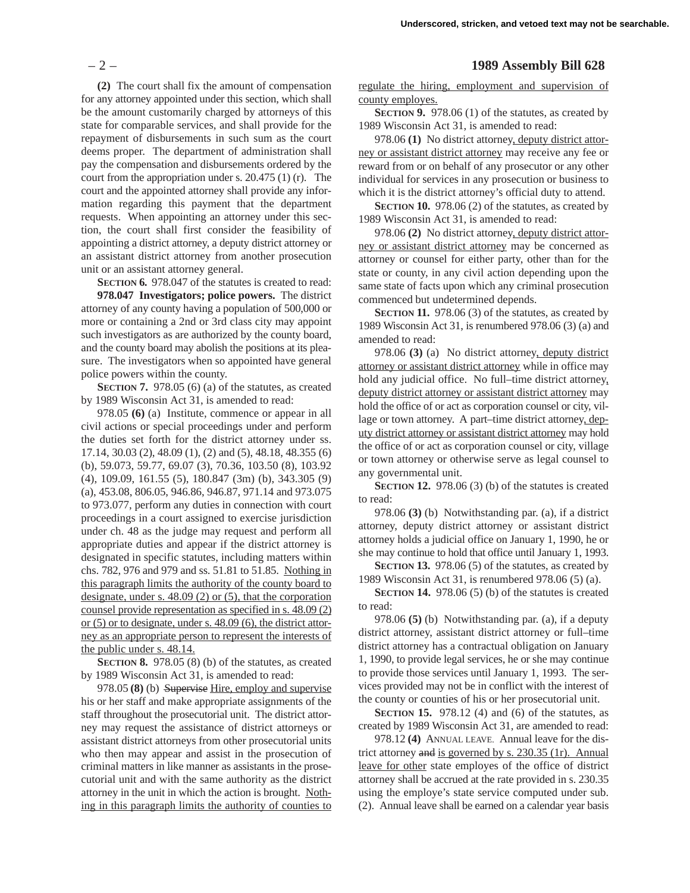**(2)** The court shall fix the amount of compensation for any attorney appointed under this section, which shall be the amount customarily charged by attorneys of this state for comparable services, and shall provide for the repayment of disbursements in such sum as the court deems proper. The department of administration shall pay the compensation and disbursements ordered by the court from the appropriation under s. 20.475 (1) (r). The court and the appointed attorney shall provide any information regarding this payment that the department requests. When appointing an attorney under this section, the court shall first consider the feasibility of appointing a district attorney, a deputy district attorney or an assistant district attorney from another prosecution unit or an assistant attorney general.

**SECTION 6.** 978.047 of the statutes is created to read:

**978.047 Investigators; police powers.** The district attorney of any county having a population of 500,000 or more or containing a 2nd or 3rd class city may appoint such investigators as are authorized by the county board, and the county board may abolish the positions at its pleasure. The investigators when so appointed have general police powers within the county.

**SECTION 7.** 978.05 (6) (a) of the statutes, as created by 1989 Wisconsin Act 31, is amended to read:

978.05 **(6)** (a) Institute, commence or appear in all civil actions or special proceedings under and perform the duties set forth for the district attorney under ss. 17.14, 30.03 (2), 48.09 (1), (2) and (5), 48.18, 48.355 (6) (b), 59.073, 59.77, 69.07 (3), 70.36, 103.50 (8), 103.92 (4), 109.09, 161.55 (5), 180.847 (3m) (b), 343.305 (9) (a), 453.08, 806.05, 946.86, 946.87, 971.14 and 973.075 to 973.077, perform any duties in connection with court proceedings in a court assigned to exercise jurisdiction under ch. 48 as the judge may request and perform all appropriate duties and appear if the district attorney is designated in specific statutes, including matters within chs. 782, 976 and 979 and ss. 51.81 to 51.85. Nothing in this paragraph limits the authority of the county board to designate, under s. 48.09 (2) or (5), that the corporation counsel provide representation as specified in s. 48.09 (2) or (5) or to designate, under s. 48.09 (6), the district attorney as an appropriate person to represent the interests of the public under s. 48.14.

**SECTION 8.** 978.05 (8) (b) of the statutes, as created by 1989 Wisconsin Act 31, is amended to read:

978.05 **(8)** (b) ~~Supervise~~ Hire, employ and supervise his or her staff and make appropriate assignments of the staff throughout the prosecutorial unit. The district attorney may request the assistance of district attorneys or assistant district attorneys from other prosecutorial units who then may appear and assist in the prosecution of criminal matters in like manner as assistants in the prosecutorial unit and with the same authority as the district attorney in the unit in which the action is brought. Nothing in this paragraph limits the authority of counties to regulate the hiring, employment and supervision of county employes.

**SECTION 9.** 978.06 (1) of the statutes, as created by 1989 Wisconsin Act 31, is amended to read:

978.06 **(1)** No district attorney, deputy district attorney or assistant district attorney may receive any fee or reward from or on behalf of any prosecutor or any other individual for services in any prosecution or business to which it is the district attorney's official duty to attend.

**SECTION 10.** 978.06 (2) of the statutes, as created by 1989 Wisconsin Act 31, is amended to read:

978.06 **(2)** No district attorney, deputy district attorney or assistant district attorney may be concerned as attorney or counsel for either party, other than for the state or county, in any civil action depending upon the same state of facts upon which any criminal prosecution commenced but undetermined depends.

**SECTION 11.** 978.06 (3) of the statutes, as created by 1989 Wisconsin Act 31, is renumbered 978.06 (3) (a) and amended to read:

978.06 **(3)** (a) No district attorney, deputy district attorney or assistant district attorney while in office may hold any judicial office. No full–time district attorney, deputy district attorney or assistant district attorney may hold the office of or act as corporation counsel or city, village or town attorney. A part–time district attorney, deputy district attorney or assistant district attorney may hold the office of or act as corporation counsel or city, village or town attorney or otherwise serve as legal counsel to any governmental unit.

**SECTION 12.** 978.06 (3) (b) of the statutes is created to read:

978.06 **(3)** (b) Notwithstanding par. (a), if a district attorney, deputy district attorney or assistant district attorney holds a judicial office on January 1, 1990, he or she may continue to hold that office until January 1, 1993.

**SECTION 13.** 978.06 (5) of the statutes, as created by 1989 Wisconsin Act 31, is renumbered 978.06 (5) (a).

**SECTION 14.** 978.06 (5) (b) of the statutes is created to read:

978.06 **(5)** (b) Notwithstanding par. (a), if a deputy district attorney, assistant district attorney or full–time district attorney has a contractual obligation on January 1, 1990, to provide legal services, he or she may continue to provide those services until January 1, 1993. The services provided may not be in conflict with the interest of the county or counties of his or her prosecutorial unit.

**SECTION 15.** 978.12 (4) and (6) of the statutes, as created by 1989 Wisconsin Act 31, are amended to read:

978.12 **(4)** ANNUAL LEAVE. Annual leave for the district attorney ~~and~~ is governed by s. 230.35 (1r). Annual leave for other state employes of the office of district attorney shall be accrued at the rate provided in s. 230.35 using the employe's state service computed under sub. (2). Annual leave shall be earned on a calendar year basis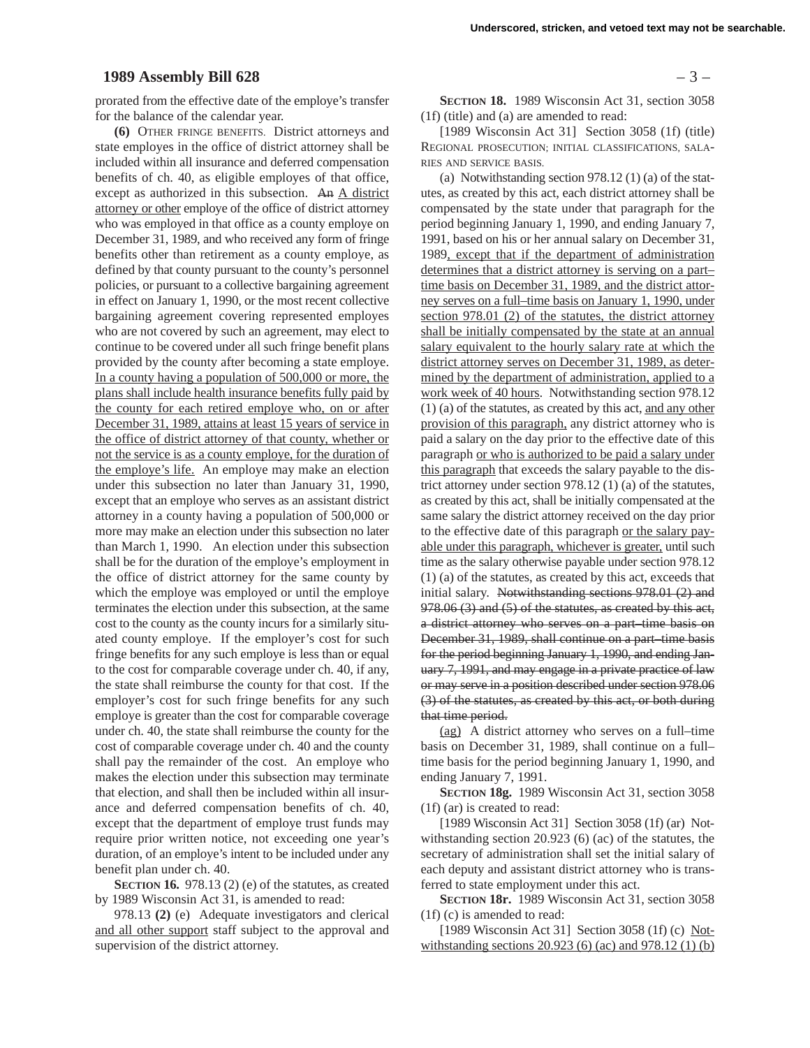prorated from the effective date of the employe's transfer for the balance of the calendar year.

**(6)** OTHER FRINGE BENEFITS. District attorneys and state employes in the office of district attorney shall be included within all insurance and deferred compensation benefits of ch. 40, as eligible employes of that office, except as authorized in this subsection. ~~An~~ A district attorney or other employe of the office of district attorney who was employed in that office as a county employe on December 31, 1989, and who received any form of fringe benefits other than retirement as a county employe, as defined by that county pursuant to the county's personnel policies, or pursuant to a collective bargaining agreement in effect on January 1, 1990, or the most recent collective bargaining agreement covering represented employes who are not covered by such an agreement, may elect to continue to be covered under all such fringe benefit plans provided by the county after becoming a state employe. In a county having a population of 500,000 or more, the plans shall include health insurance benefits fully paid by the county for each retired employe who, on or after December 31, 1989, attains at least 15 years of service in the office of district attorney of that county, whether or not the service is as a county employe, for the duration of the employe's life. An employe may make an election under this subsection no later than January 31, 1990, except that an employe who serves as an assistant district attorney in a county having a population of 500,000 or more may make an election under this subsection no later than March 1, 1990. An election under this subsection shall be for the duration of the employe's employment in the office of district attorney for the same county by which the employe was employed or until the employe terminates the election under this subsection, at the same cost to the county as the county incurs for a similarly situated county employe. If the employer's cost for such fringe benefits for any such employe is less than or equal to the cost for comparable coverage under ch. 40, if any, the state shall reimburse the county for that cost. If the employer's cost for such fringe benefits for any such employe is greater than the cost for comparable coverage under ch. 40, the state shall reimburse the county for the cost of comparable coverage under ch. 40 and the county shall pay the remainder of the cost. An employe who makes the election under this subsection may terminate that election, and shall then be included within all insurance and deferred compensation benefits of ch. 40, except that the department of employe trust funds may require prior written notice, not exceeding one year's duration, of an employe's intent to be included under any benefit plan under ch. 40.

**SECTION 16.** 978.13 (2) (e) of the statutes, as created by 1989 Wisconsin Act 31, is amended to read:

978.13 **(2)** (e) Adequate investigators and clerical and all other support staff subject to the approval and supervision of the district attorney.

**SECTION 18.** 1989 Wisconsin Act 31, section 3058 (1f) (title) and (a) are amended to read:

[1989 Wisconsin Act 31] Section 3058 (1f) (title) REGIONAL PROSECUTION; INITIAL CLASSIFICATIONS, SALARIES AND SERVICE BASIS.

(a) Notwithstanding section 978.12 (1) (a) of the statutes, as created by this act, each district attorney shall be compensated by the state under that paragraph for the period beginning January 1, 1990, and ending January 7, 1991, based on his or her annual salary on December 31, 1989, except that if the department of administration determines that a district attorney is serving on a part–time basis on December 31, 1989, and the district attorney serves on a full–time basis on January 1, 1990, under section 978.01 (2) of the statutes, the district attorney shall be initially compensated by the state at an annual salary equivalent to the hourly salary rate at which the district attorney serves on December 31, 1989, as determined by the department of administration, applied to a work week of 40 hours. Notwithstanding section 978.12 (1) (a) of the statutes, as created by this act, and any other provision of this paragraph, any district attorney who is paid a salary on the day prior to the effective date of this paragraph or who is authorized to be paid a salary under this paragraph that exceeds the salary payable to the district attorney under section 978.12 (1) (a) of the statutes, as created by this act, shall be initially compensated at the same salary the district attorney received on the day prior to the effective date of this paragraph or the salary payable under this paragraph, whichever is greater, until such time as the salary otherwise payable under section 978.12 (1) (a) of the statutes, as created by this act, exceeds that initial salary. ~~Notwithstanding sections 978.01 (2) and 978.06 (3) and (5) of the statutes, as created by this act, a district attorney who serves on a part–time basis on December 31, 1989, shall continue on a part–time basis for the period beginning January 1, 1990, and ending January 7, 1991, and may engage in a private practice of law or may serve in a position described under section 978.06 (3) of the statutes, as created by this act, or both during that time period.~~

(ag) A district attorney who serves on a full–time basis on December 31, 1989, shall continue on a full–time basis for the period beginning January 1, 1990, and ending January 7, 1991.

**SECTION 18g.** 1989 Wisconsin Act 31, section 3058 (1f) (ar) is created to read:

[1989 Wisconsin Act 31] Section 3058 (1f) (ar) Notwithstanding section 20.923 (6) (ac) of the statutes, the secretary of administration shall set the initial salary of each deputy and assistant district attorney who is transferred to state employment under this act.

**SECTION 18r.** 1989 Wisconsin Act 31, section 3058 (1f) (c) is amended to read:

[1989 Wisconsin Act 31] Section 3058 (1f) (c) Notwithstanding sections 20.923 (6) (ac) and 978.12 (1) (b)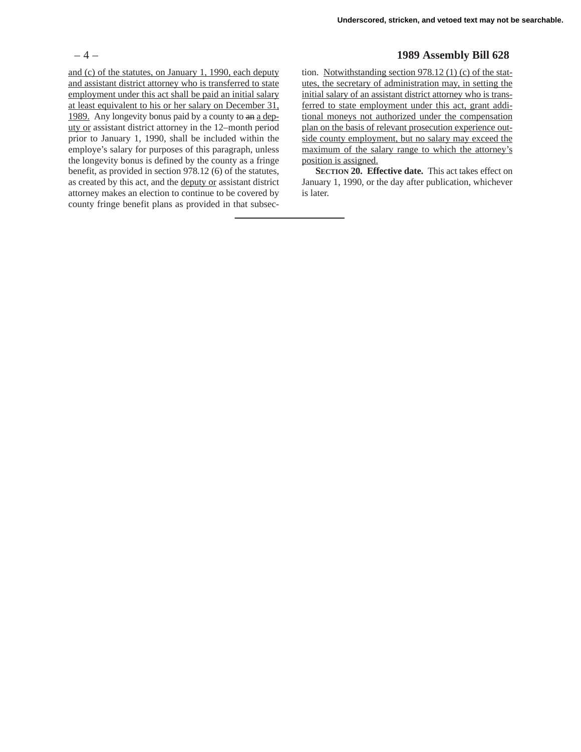and (c) of the statutes, on January 1, 1990, each deputy and assistant district attorney who is transferred to state employment under this act shall be paid an initial salary at least equivalent to his or her salary on December 31, 1989. Any longevity bonus paid by a county to ~~an~~ a deputy or assistant district attorney in the 12–month period prior to January 1, 1990, shall be included within the employe's salary for purposes of this paragraph, unless the longevity bonus is defined by the county as a fringe benefit, as provided in section 978.12 (6) of the statutes, as created by this act, and the deputy or assistant district attorney makes an election to continue to be covered by county fringe benefit plans as provided in that subsection. Notwithstanding section 978.12 (1) (c) of the statutes, the secretary of administration may, in setting the initial salary of an assistant district attorney who is transferred to state employment under this act, grant additional moneys not authorized under the compensation plan on the basis of relevant prosecution experience outside county employment, but no salary may exceed the maximum of the salary range to which the attorney's position is assigned.

**SECTION 20. Effective date.** This act takes effect on January 1, 1990, or the day after publication, whichever is later.